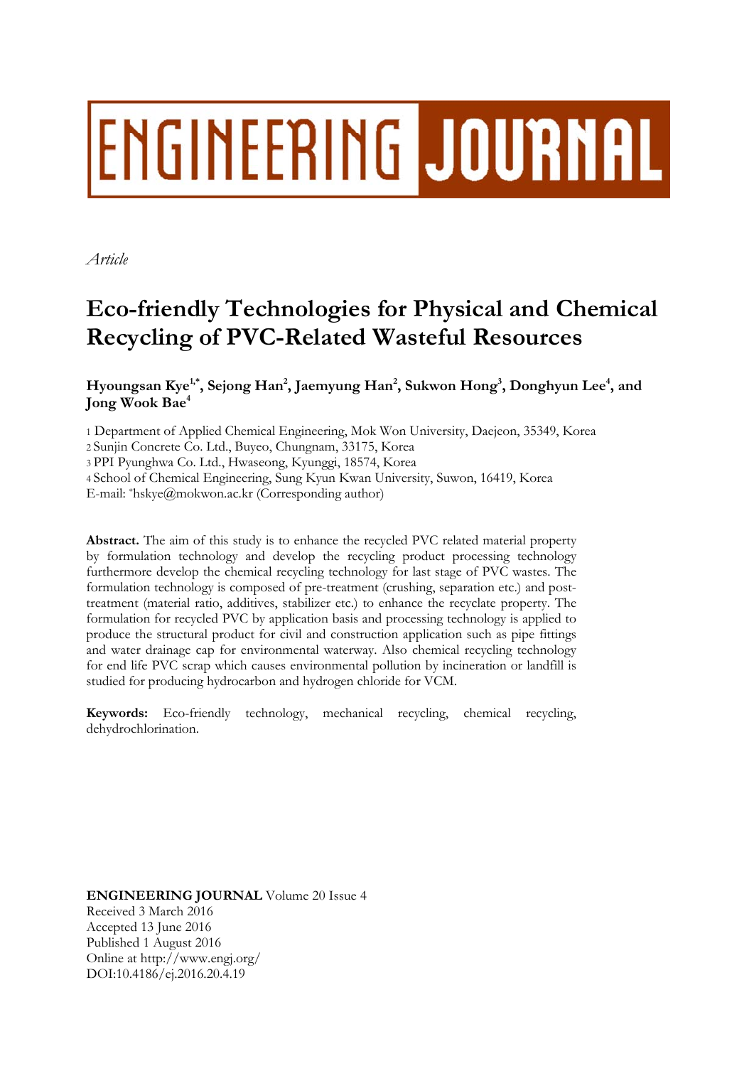# ENGINEERING JOURNAL

*Article*

# Eco-friendly Technologies for Physical and Chemical Recycling of PVC-Related Wasteful Resources

**Hyoungsan Kye[1,*], Sejong Han[2], Jaemyung Han[2], Sukwon Hong[3], Donghyun Lee[4], and Jong Wook Bae[4]**

1 Department of Applied Chemical Engineering, Mok Won University, Daejeon, 35349, Korea
2 Sunjin Concrete Co. Ltd., Buyeo, Chungnam, 33175, Korea
3 PPI Pyunghwa Co. Ltd., Hwaseong, Kyunggi, 18574, Korea
4 School of Chemical Engineering, Sung Kyun Kwan University, Suwon, 16419, Korea
E-mail: *hskye@mokwon.ac.kr (Corresponding author)

**Abstract.** The aim of this study is to enhance the recycled PVC related material property by formulation technology and develop the recycling product processing technology furthermore develop the chemical recycling technology for last stage of PVC wastes. The formulation technology is composed of pre-treatment (crushing, separation etc.) and post-treatment (material ratio, additives, stabilizer etc.) to enhance the recyclate property. The formulation for recycled PVC by application basis and processing technology is applied to produce the structural product for civil and construction application such as pipe fittings and water drainage cap for environmental waterway. Also chemical recycling technology for end life PVC scrap which causes environmental pollution by incineration or landfill is studied for producing hydrocarbon and hydrogen chloride for VCM.

**Keywords:** Eco-friendly technology, mechanical recycling, chemical recycling, dehydrochlorination.

**ENGINEERING JOURNAL** Volume 20 Issue 4
Received 3 March 2016
Accepted 13 June 2016
Published 1 August 2016
Online at http://www.engj.org/
DOI:10.4186/ej.2016.20.4.19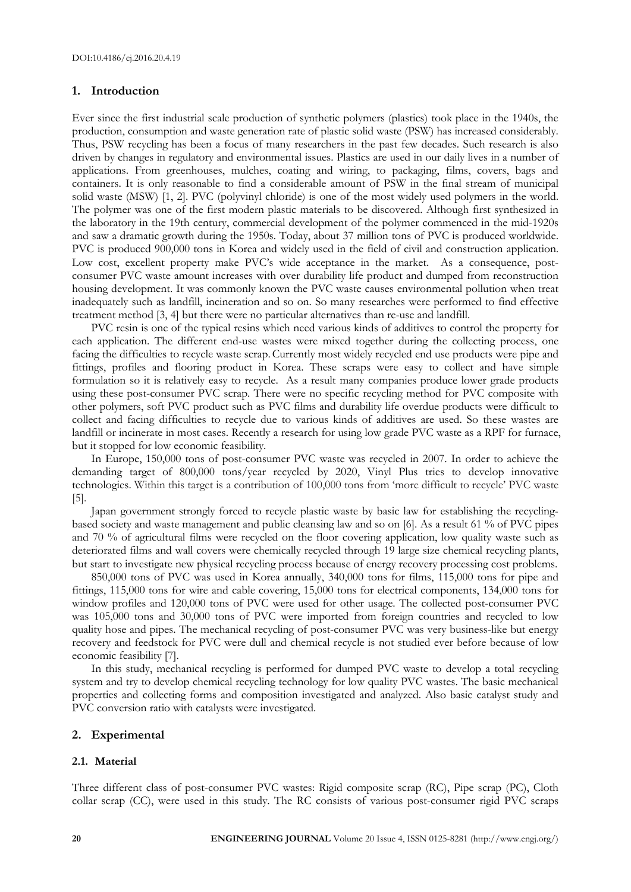## 1. Introduction

Ever since the first industrial scale production of synthetic polymers (plastics) took place in the 1940s, the production, consumption and waste generation rate of plastic solid waste (PSW) has increased considerably. Thus, PSW recycling has been a focus of many researchers in the past few decades. Such research is also driven by changes in regulatory and environmental issues. Plastics are used in our daily lives in a number of applications. From greenhouses, mulches, coating and wiring, to packaging, films, covers, bags and containers. It is only reasonable to find a considerable amount of PSW in the final stream of municipal solid waste (MSW) [1, 2]. PVC (polyvinyl chloride) is one of the most widely used polymers in the world. The polymer was one of the first modern plastic materials to be discovered. Although first synthesized in the laboratory in the 19th century, commercial development of the polymer commenced in the mid-1920s and saw a dramatic growth during the 1950s. Today, about 37 million tons of PVC is produced worldwide. PVC is produced 900,000 tons in Korea and widely used in the field of civil and construction application. Low cost, excellent property make PVC's wide acceptance in the market. As a consequence, post-consumer PVC waste amount increases with over durability life product and dumped from reconstruction housing development. It was commonly known the PVC waste causes environmental pollution when treat inadequately such as landfill, incineration and so on. So many researches were performed to find effective treatment method [3, 4] but there were no particular alternatives than re-use and landfill.

PVC resin is one of the typical resins which need various kinds of additives to control the property for each application. The different end-use wastes were mixed together during the collecting process, one facing the difficulties to recycle waste scrap. Currently most widely recycled end use products were pipe and fittings, profiles and flooring product in Korea. These scraps were easy to collect and have simple formulation so it is relatively easy to recycle. As a result many companies produce lower grade products using these post-consumer PVC scrap. There were no specific recycling method for PVC composite with other polymers, soft PVC product such as PVC films and durability life overdue products were difficult to collect and facing difficulties to recycle due to various kinds of additives are used. So these wastes are landfill or incinerate in most cases. Recently a research for using low grade PVC waste as a RPF for furnace, but it stopped for low economic feasibility.

In Europe, 150,000 tons of post-consumer PVC waste was recycled in 2007. In order to achieve the demanding target of 800,000 tons/year recycled by 2020, Vinyl Plus tries to develop innovative technologies. Within this target is a contribution of 100,000 tons from 'more difficult to recycle' PVC waste [5].

Japan government strongly forced to recycle plastic waste by basic law for establishing the recycling-based society and waste management and public cleansing law and so on [6]. As a result 61 % of PVC pipes and 70 % of agricultural films were recycled on the floor covering application, low quality waste such as deteriorated films and wall covers were chemically recycled through 19 large size chemical recycling plants, but start to investigate new physical recycling process because of energy recovery processing cost problems.

850,000 tons of PVC was used in Korea annually, 340,000 tons for films, 115,000 tons for pipe and fittings, 115,000 tons for wire and cable covering, 15,000 tons for electrical components, 134,000 tons for window profiles and 120,000 tons of PVC were used for other usage. The collected post-consumer PVC was 105,000 tons and 30,000 tons of PVC were imported from foreign countries and recycled to low quality hose and pipes. The mechanical recycling of post-consumer PVC was very business-like but energy recovery and feedstock for PVC were dull and chemical recycle is not studied ever before because of low economic feasibility [7].

In this study, mechanical recycling is performed for dumped PVC waste to develop a total recycling system and try to develop chemical recycling technology for low quality PVC wastes. The basic mechanical properties and collecting forms and composition investigated and analyzed. Also basic catalyst study and PVC conversion ratio with catalysts were investigated.

## 2. Experimental

### 2.1. Material

Three different class of post-consumer PVC wastes: Rigid composite scrap (RC), Pipe scrap (PC), Cloth collar scrap (CC), were used in this study. The RC consists of various post-consumer rigid PVC scraps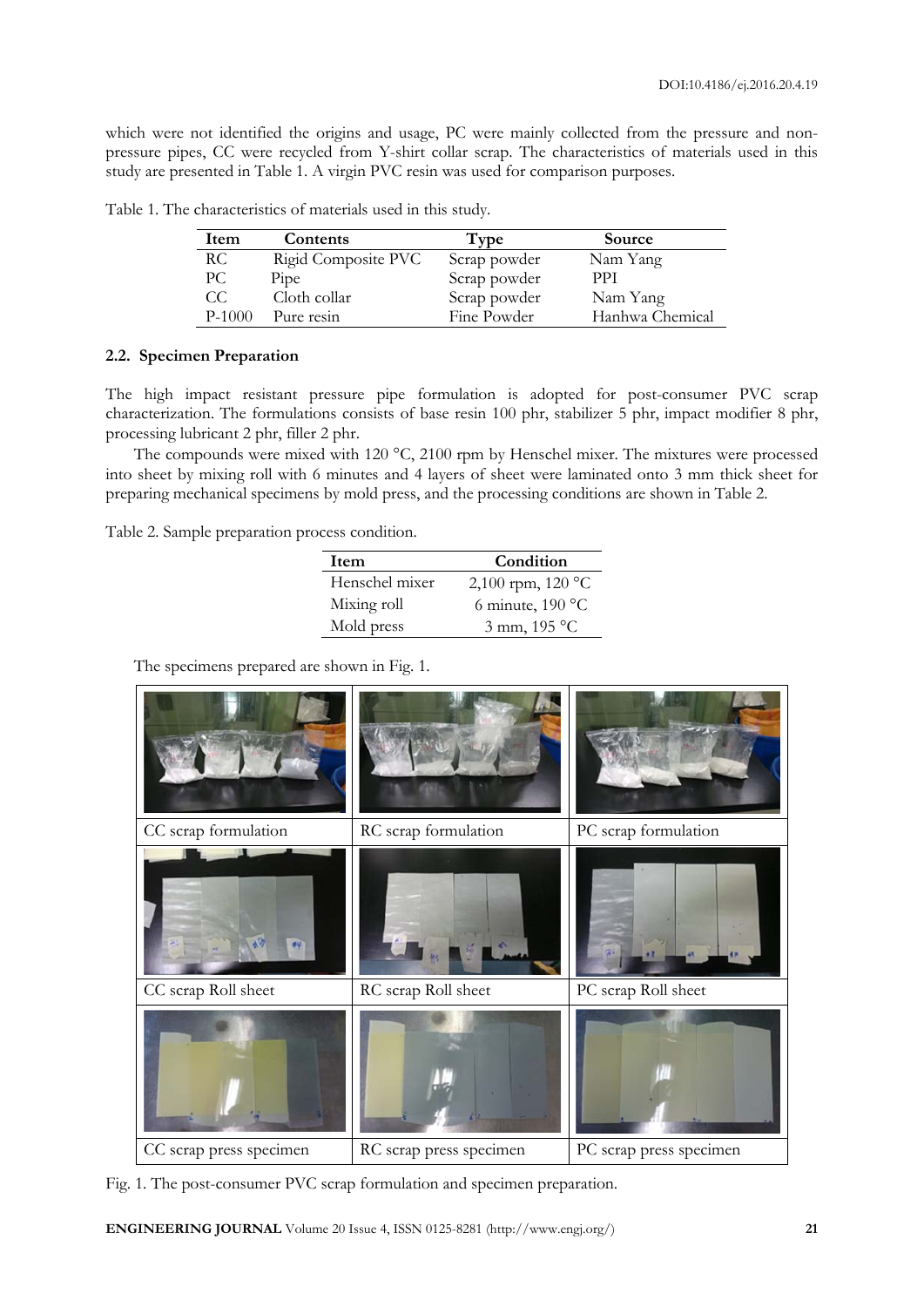which were not identified the origins and usage, PC were mainly collected from the pressure and non-pressure pipes, CC were recycled from Y-shirt collar scrap. The characteristics of materials used in this study are presented in Table 1. A virgin PVC resin was used for comparison purposes.

Table 1. The characteristics of materials used in this study.

| Item | Contents | Type | Source |
|---|---|---|---|
| RC | Rigid Composite PVC | Scrap powder | Nam Yang |
| PC | Pipe | Scrap powder | PPI |
| CC | Cloth collar | Scrap powder | Nam Yang |
| P-1000 | Pure resin | Fine Powder | Hanhwa Chemical |

### 2.2. Specimen Preparation

The high impact resistant pressure pipe formulation is adopted for post-consumer PVC scrap characterization. The formulations consists of base resin 100 phr, stabilizer 5 phr, impact modifier 8 phr, processing lubricant 2 phr, filler 2 phr.

The compounds were mixed with 120 °C, 2100 rpm by Henschel mixer. The mixtures were processed into sheet by mixing roll with 6 minutes and 4 layers of sheet were laminated onto 3 mm thick sheet for preparing mechanical specimens by mold press, and the processing conditions are shown in Table 2.

Table 2. Sample preparation process condition.

| Item | Condition |
|---|---|
| Henschel mixer | 2,100 rpm, 120 °C |
| Mixing roll | 6 minute, 190 °C |
| Mold press | 3 mm, 195 °C |

The specimens prepared are shown in Fig. 1.

| | | |
|---|---|---|
| CC scrap formulation | RC scrap formulation | PC scrap formulation |
| CC scrap Roll sheet | RC scrap Roll sheet | PC scrap Roll sheet |
| CC scrap press specimen | RC scrap press specimen | PC scrap press specimen |

Fig. 1. The post-consumer PVC scrap formulation and specimen preparation.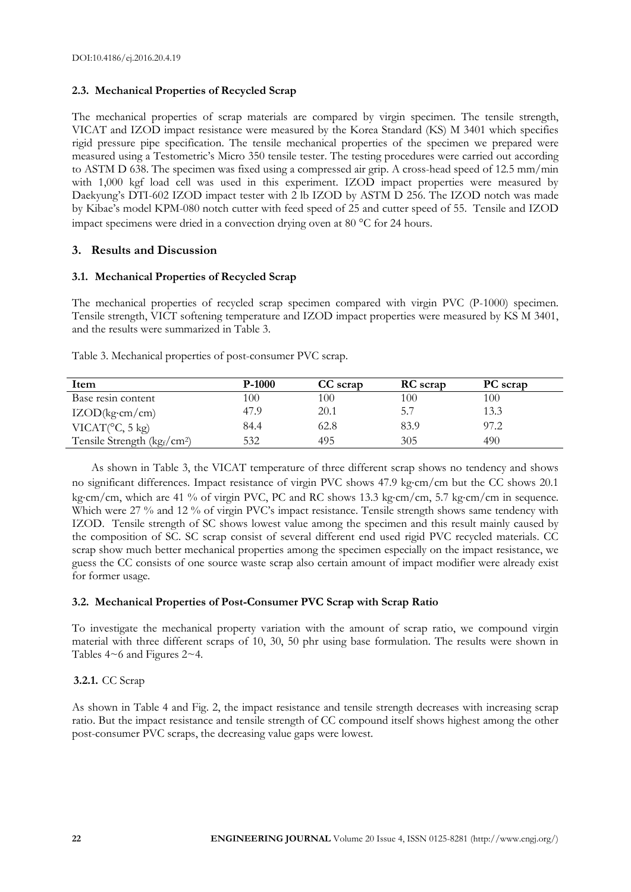### 2.3. Mechanical Properties of Recycled Scrap

The mechanical properties of scrap materials are compared by virgin specimen. The tensile strength, VICAT and IZOD impact resistance were measured by the Korea Standard (KS) M 3401 which specifies rigid pressure pipe specification. The tensile mechanical properties of the specimen we prepared were measured using a Testometric's Micro 350 tensile tester. The testing procedures were carried out according to ASTM D 638. The specimen was fixed using a compressed air grip. A cross-head speed of 12.5 mm/min with 1,000 kgf load cell was used in this experiment. IZOD impact properties were measured by Daekyung's DTI-602 IZOD impact tester with 2 lb IZOD by ASTM D 256. The IZOD notch was made by Kibae's model KPM-080 notch cutter with feed speed of 25 and cutter speed of 55. Tensile and IZOD impact specimens were dried in a convection drying oven at 80 °C for 24 hours.

## 3. Results and Discussion

### 3.1. Mechanical Properties of Recycled Scrap

The mechanical properties of recycled scrap specimen compared with virgin PVC (P-1000) specimen. Tensile strength, VICT softening temperature and IZOD impact properties were measured by KS M 3401, and the results were summarized in Table 3.

Table 3. Mechanical properties of post-consumer PVC scrap.

| Item | P-1000 | CC scrap | RC scrap | PC scrap |
|---|---|---|---|---|
| Base resin content | 100 | 100 | 100 | 100 |
| IZOD(kg·cm/cm) | 47.9 | 20.1 | 5.7 | 13.3 |
| VICAT(°C, 5 kg) | 84.4 | 62.8 | 83.9 | 97.2 |
| Tensile Strength ($kg_f/cm^2$) | 532 | 495 | 305 | 490 |

As shown in Table 3, the VICAT temperature of three different scrap shows no tendency and shows no significant differences. Impact resistance of virgin PVC shows 47.9 kg·cm/cm but the CC shows 20.1 kg·cm/cm, which are 41 % of virgin PVC, PC and RC shows 13.3 kg·cm/cm, 5.7 kg·cm/cm in sequence. Which were 27 % and 12 % of virgin PVC's impact resistance. Tensile strength shows same tendency with IZOD. Tensile strength of SC shows lowest value among the specimen and this result mainly caused by the composition of SC. SC scrap consist of several different end used rigid PVC recycled materials. CC scrap show much better mechanical properties among the specimen especially on the impact resistance, we guess the CC consists of one source waste scrap also certain amount of impact modifier were already exist for former usage.

### 3.2. Mechanical Properties of Post-Consumer PVC Scrap with Scrap Ratio

To investigate the mechanical property variation with the amount of scrap ratio, we compound virgin material with three different scraps of 10, 30, 50 phr using base formulation. The results were shown in Tables 4~6 and Figures 2~4.

#### 3.2.1. CC Scrap

As shown in Table 4 and Fig. 2, the impact resistance and tensile strength decreases with increasing scrap ratio. But the impact resistance and tensile strength of CC compound itself shows highest among the other post-consumer PVC scraps, the decreasing value gaps were lowest.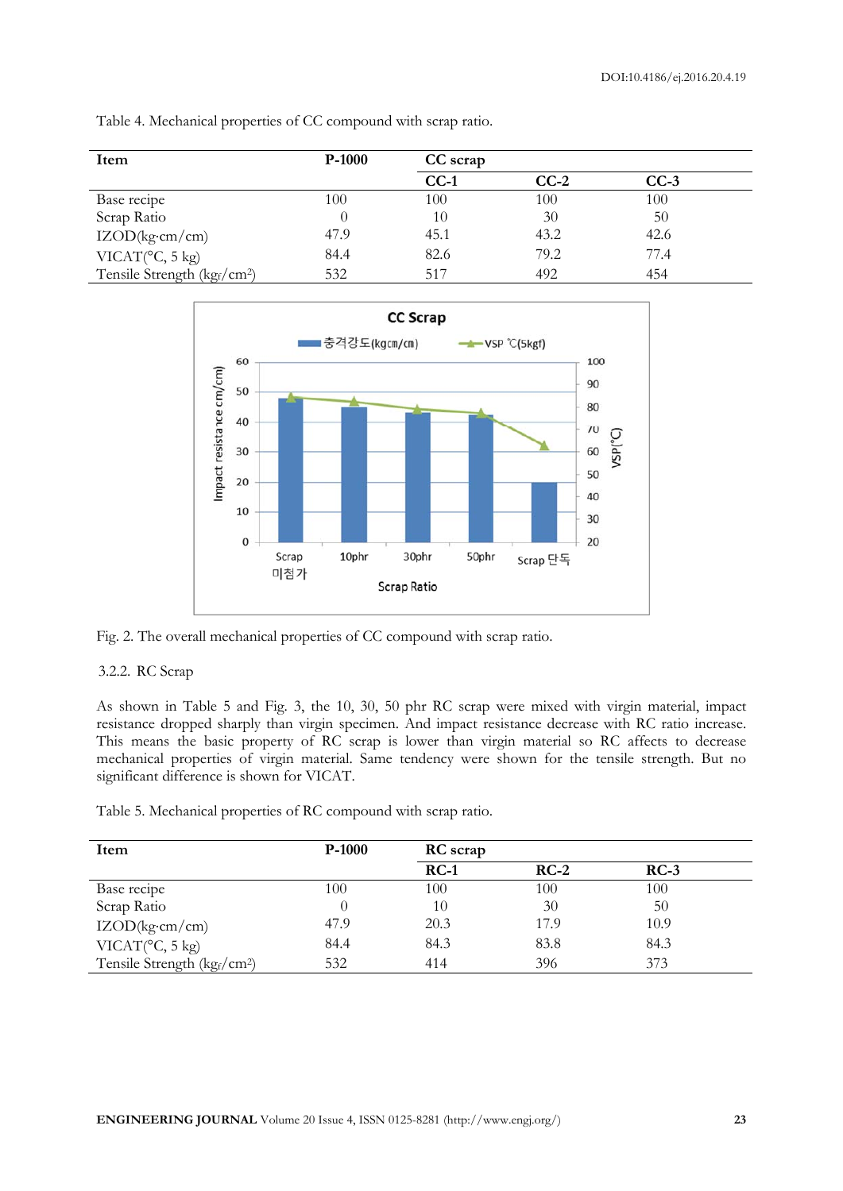Table 4. Mechanical properties of CC compound with scrap ratio.

| Item | P-1000 | CC scrap | | |
|---|---|---|---|---|
| | | CC-1 | CC-2 | CC-3 |
| Base recipe | 100 | 100 | 100 | 100 |
| Scrap Ratio | 0 | 10 | 30 | 50 |
| IZOD(kg·cm/cm) | 47.9 | 45.1 | 43.2 | 42.6 |
| VICAT(°C, 5 kg) | 84.4 | 82.6 | 79.2 | 77.4 |
| Tensile Strength (kg$_f$/cm$^2$) | 532 | 517 | 492 | 454 |

Fig. 2. The overall mechanical properties of CC compound with scrap ratio.

### 3.2.2. RC Scrap

As shown in Table 5 and Fig. 3, the 10, 30, 50 phr RC scrap were mixed with virgin material, impact resistance dropped sharply than virgin specimen. And impact resistance decrease with RC ratio increase. This means the basic property of RC scrap is lower than virgin material so RC affects to decrease mechanical properties of virgin material. Same tendency were shown for the tensile strength. But no significant difference is shown for VICAT.

Table 5. Mechanical properties of RC compound with scrap ratio.

| Item | P-1000 | RC scrap | | |
|---|---|---|---|---|
| | | RC-1 | RC-2 | RC-3 |
| Base recipe | 100 | 100 | 100 | 100 |
| Scrap Ratio | 0 | 10 | 30 | 50 |
| IZOD(kg·cm/cm) | 47.9 | 20.3 | 17.9 | 10.9 |
| VICAT(°C, 5 kg) | 84.4 | 84.3 | 83.8 | 84.3 |
| Tensile Strength (kg$_f$/cm$^2$) | 532 | 414 | 396 | 373 |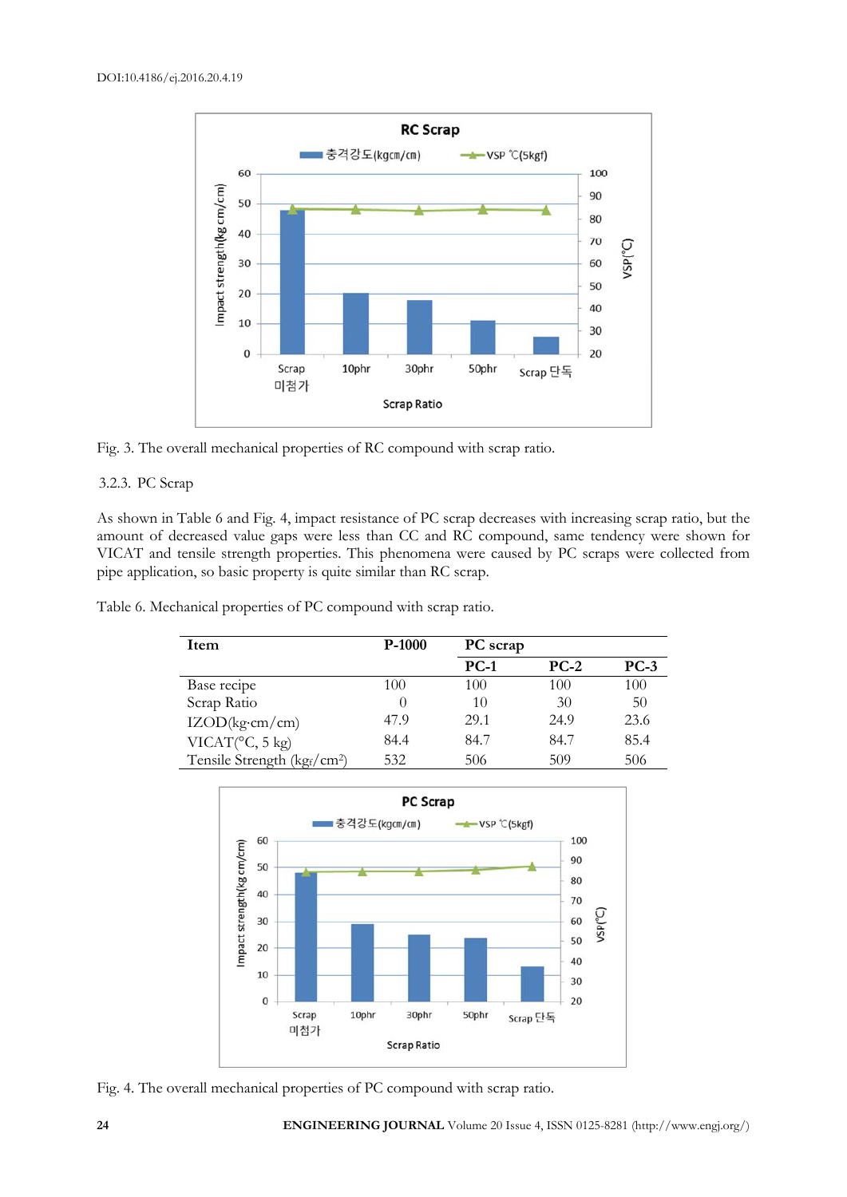Fig. 3. The overall mechanical properties of RC compound with scrap ratio.

### 3.2.3. PC Scrap

As shown in Table 6 and Fig. 4, impact resistance of PC scrap decreases with increasing scrap ratio, but the amount of decreased value gaps were less than CC and RC compound, same tendency were shown for VICAT and tensile strength properties. This phenomena were caused by PC scraps were collected from pipe application, so basic property is quite similar than RC scrap.

Table 6. Mechanical properties of PC compound with scrap ratio.

| Item | P-1000 | PC scrap | | |
|---|---|---|---|---|
| | | PC-1 | PC-2 | PC-3 |
| Base recipe | 100 | 100 | 100 | 100 |
| Scrap Ratio | 0 | 10 | 30 | 50 |
| IZOD(kg·cm/cm) | 47.9 | 29.1 | 24.9 | 23.6 |
| VICAT(°C, 5 kg) | 84.4 | 84.7 | 84.7 | 85.4 |
| Tensile Strength ($kg_f/cm^2$) | 532 | 506 | 509 | 506 |

Fig. 4. The overall mechanical properties of PC compound with scrap ratio.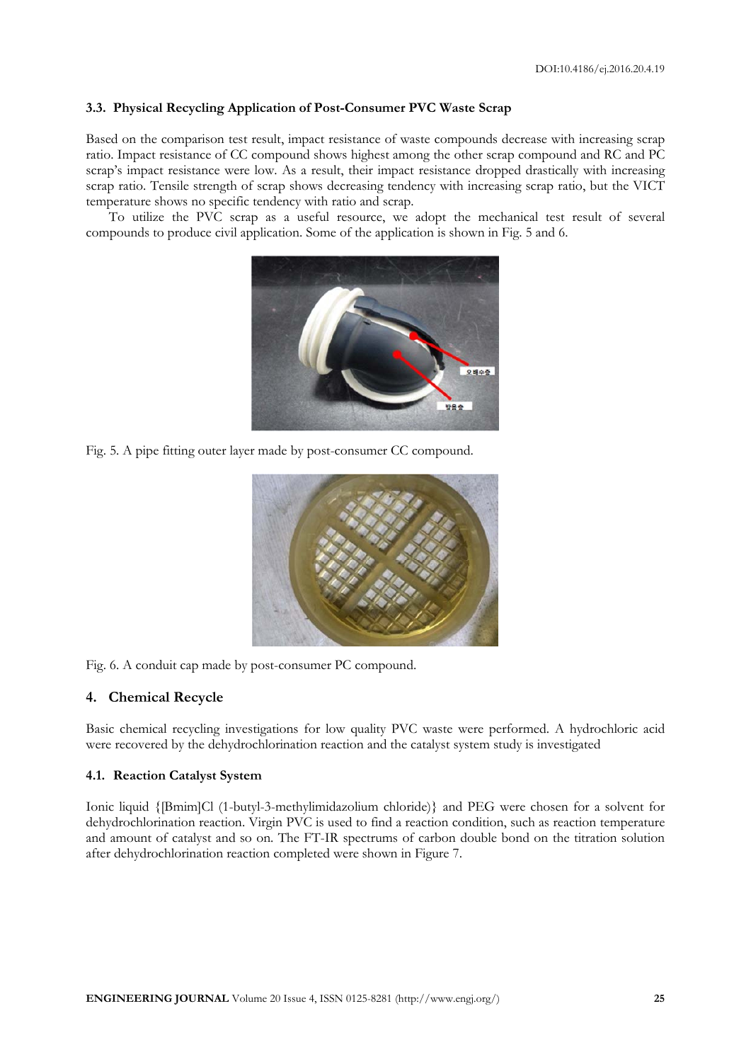### 3.3. Physical Recycling Application of Post-Consumer PVC Waste Scrap

Based on the comparison test result, impact resistance of waste compounds decrease with increasing scrap ratio. Impact resistance of CC compound shows highest among the other scrap compound and RC and PC scrap's impact resistance were low. As a result, their impact resistance dropped drastically with increasing scrap ratio. Tensile strength of scrap shows decreasing tendency with increasing scrap ratio, but the VICT temperature shows no specific tendency with ratio and scrap.

To utilize the PVC scrap as a useful resource, we adopt the mechanical test result of several compounds to produce civil application. Some of the application is shown in Fig. 5 and 6.

Fig. 5. A pipe fitting outer layer made by post-consumer CC compound.

Fig. 6. A conduit cap made by post-consumer PC compound.

## 4. Chemical Recycle

Basic chemical recycling investigations for low quality PVC waste were performed. A hydrochloric acid were recovered by the dehydrochlorination reaction and the catalyst system study is investigated

### 4.1. Reaction Catalyst System

Ionic liquid {[Bmim]Cl (1-butyl-3-methylimidazolium chloride)} and PEG were chosen for a solvent for dehydrochlorination reaction. Virgin PVC is used to find a reaction condition, such as reaction temperature and amount of catalyst and so on. The FT-IR spectrums of carbon double bond on the titration solution after dehydrochlorination reaction completed were shown in Figure 7.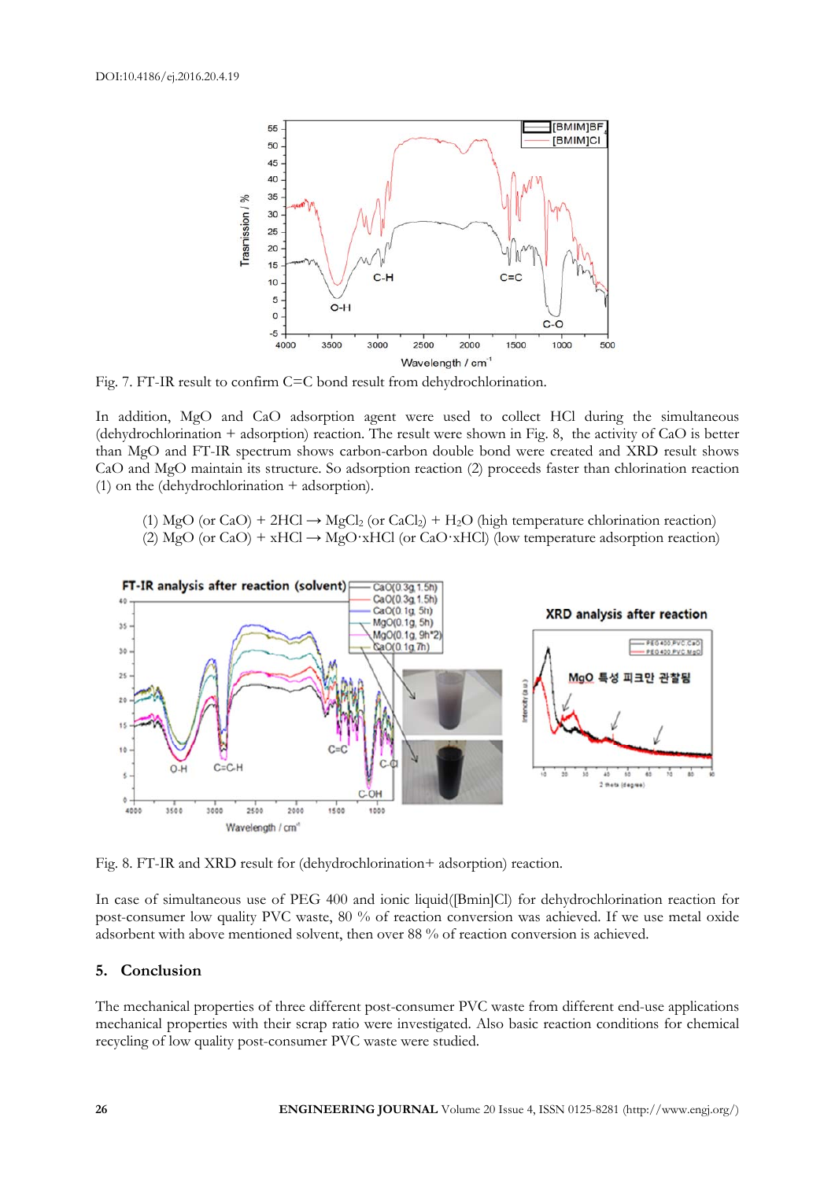Fig. 7. FT-IR result to confirm C=C bond result from dehydrochlorination.

In addition, MgO and CaO adsorption agent were used to collect HCl during the simultaneous (dehydrochlorination + adsorption) reaction. The result were shown in Fig. 8, the activity of CaO is better than MgO and FT-IR spectrum shows carbon-carbon double bond were created and XRD result shows CaO and MgO maintain its structure. So adsorption reaction (2) proceeds faster than chlorination reaction (1) on the (dehydrochlorination + adsorption).

(1) MgO (or CaO) + 2HCl → $MgCl_2$ (or $CaCl_2$) + $H_2O$ (high temperature chlorination reaction)
(2) MgO (or CaO) + xHCl → MgO·xHCl (or CaO·xHCl) (low temperature adsorption reaction)

Fig. 8. FT-IR and XRD result for (dehydrochlorination+ adsorption) reaction.

In case of simultaneous use of PEG 400 and ionic liquid([Bmin]Cl) for dehydrochlorination reaction for post-consumer low quality PVC waste, 80 % of reaction conversion was achieved. If we use metal oxide adsorbent with above mentioned solvent, then over 88 % of reaction conversion is achieved.

## 5. Conclusion

The mechanical properties of three different post-consumer PVC waste from different end-use applications mechanical properties with their scrap ratio were investigated. Also basic reaction conditions for chemical recycling of low quality post-consumer PVC waste were studied.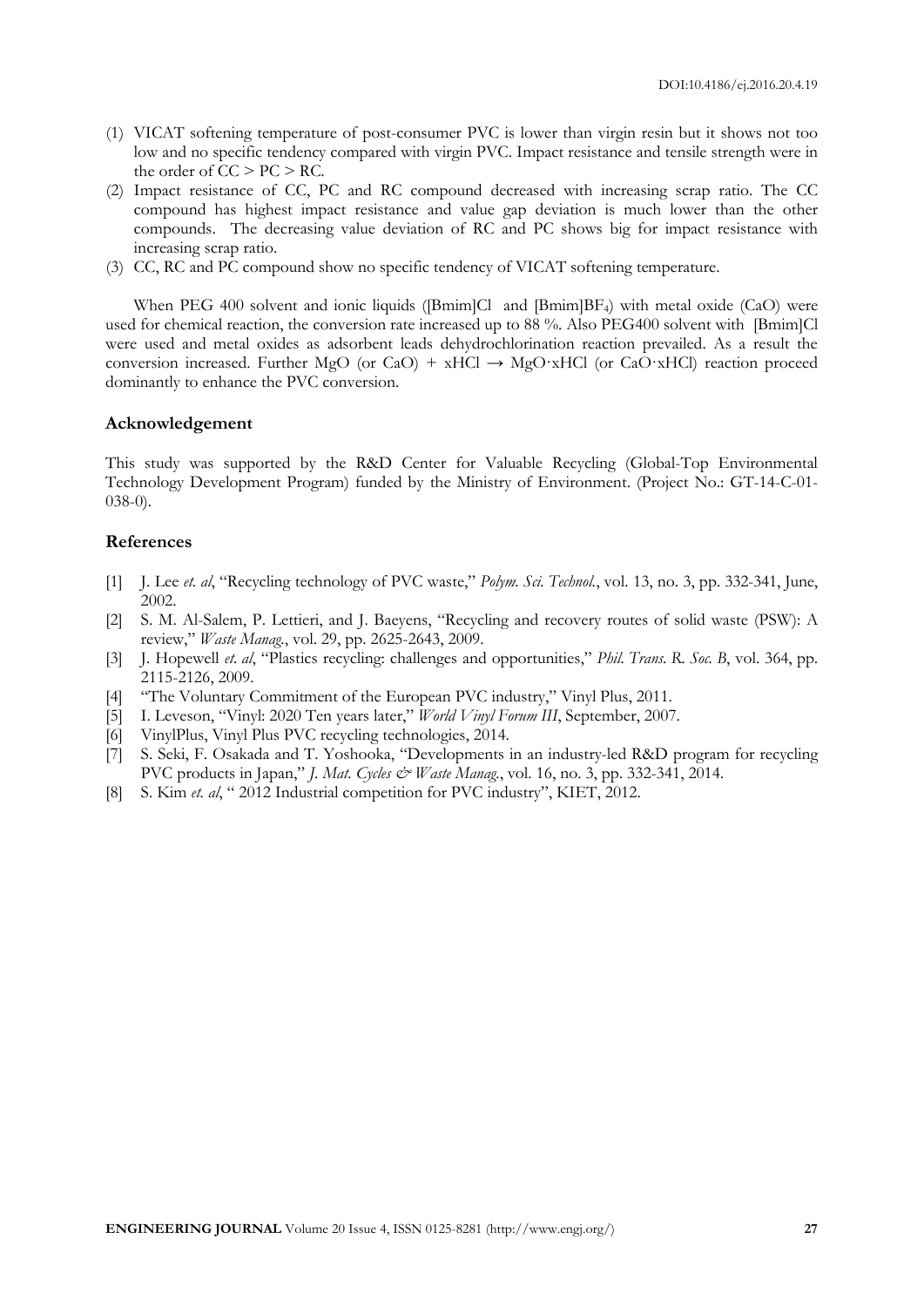(1) VICAT softening temperature of post-consumer PVC is lower than virgin resin but it shows not too low and no specific tendency compared with virgin PVC. Impact resistance and tensile strength were in the order of CC > PC > RC.
(2) Impact resistance of CC, PC and RC compound decreased with increasing scrap ratio. The CC compound has highest impact resistance and value gap deviation is much lower than the other compounds. The decreasing value deviation of RC and PC shows big for impact resistance with increasing scrap ratio.
(3) CC, RC and PC compound show no specific tendency of VICAT softening temperature.

When PEG 400 solvent and ionic liquids ([Bmim]Cl and [Bmim]$BF_4$) with metal oxide (CaO) were used for chemical reaction, the conversion rate increased up to 88 %. Also PEG400 solvent with [Bmim]Cl were used and metal oxides as adsorbent leads dehydrochlorination reaction prevailed. As a result the conversion increased. Further MgO (or CaO) + xHCl → MgO·xHCl (or CaO·xHCl) reaction proceed dominantly to enhance the PVC conversion.

## Acknowledgement

This study was supported by the R&D Center for Valuable Recycling (Global-Top Environmental Technology Development Program) funded by the Ministry of Environment. (Project No.: GT-14-C-01-038-0).

## References

[1] J. Lee *et. al*, "Recycling technology of PVC waste," *Polym. Sci. Technol.*, vol. 13, no. 3, pp. 332-341, June, 2002.

[2] S. M. Al-Salem, P. Lettieri, and J. Baeyens, "Recycling and recovery routes of solid waste (PSW): A review," *Waste Manag.*, vol. 29, pp. 2625-2643, 2009.

[3] J. Hopewell *et. al*, "Plastics recycling: challenges and opportunities," *Phil. Trans. R. Soc. B*, vol. 364, pp. 2115-2126, 2009.

[4] "The Voluntary Commitment of the European PVC industry," Vinyl Plus, 2011.

[5] I. Leveson, "Vinyl: 2020 Ten years later," *World Vinyl Forum III*, September, 2007.

[6] VinylPlus, Vinyl Plus PVC recycling technologies, 2014.

[7] S. Seki, F. Osakada and T. Yoshooka, "Developments in an industry-led R&D program for recycling PVC products in Japan," *J. Mat. Cycles & Waste Manag.*, vol. 16, no. 3, pp. 332-341, 2014.

[8] S. Kim *et. al*, " 2012 Industrial competition for PVC industry", KIET, 2012.